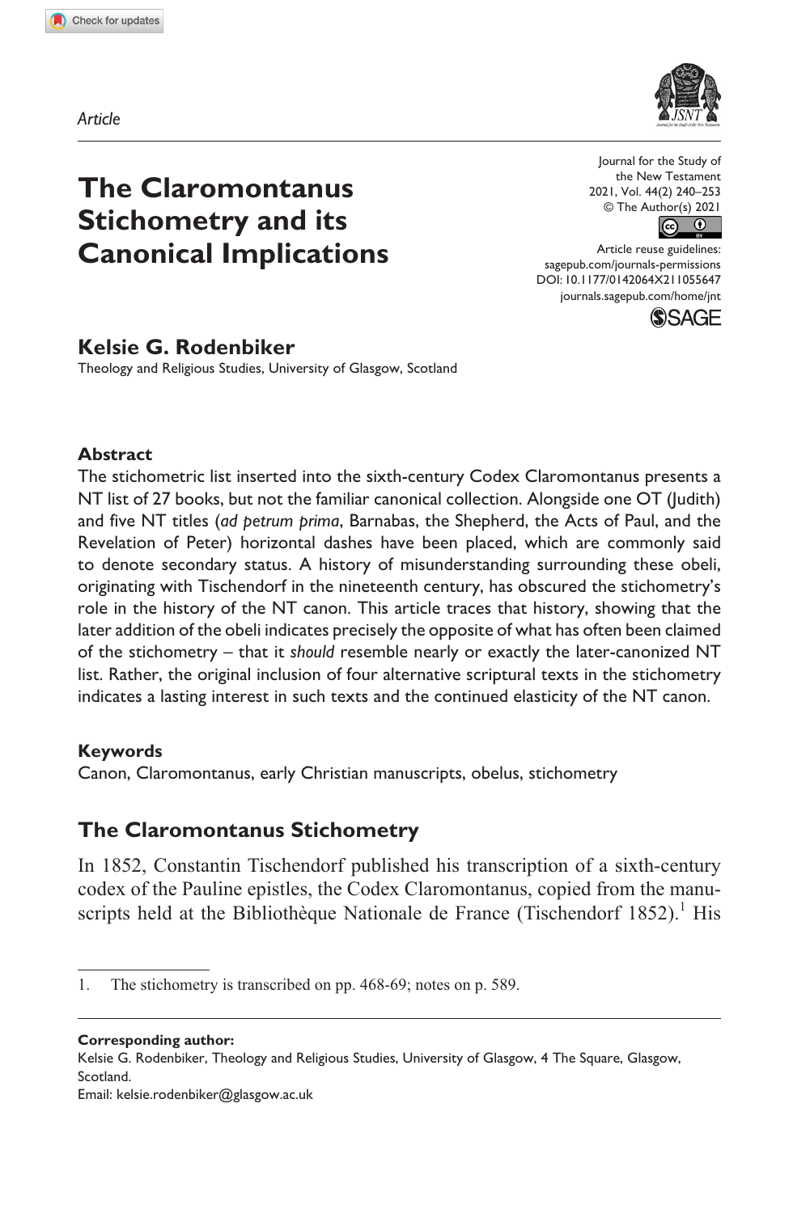*Article*

# The Claromontanus Stichometry and its Canonical Implications

Journal for the Study of the New Testament
2021, Vol. 44(2) 240–253
© The Author(s) 2021
Article reuse guidelines:
sagepub.com/journals-permissions
DOI: 10.1177/0142064X211055647
journals.sagepub.com/home/jnt

**Kelsie G. Rodenbiker**
Theology and Religious Studies, University of Glasgow, Scotland

### Abstract

The stichometric list inserted into the sixth-century Codex Claromontanus presents a NT list of 27 books, but not the familiar canonical collection. Alongside one OT (Judith) and five NT titles (*ad petrum prima*, Barnabas, the Shepherd, the Acts of Paul, and the Revelation of Peter) horizontal dashes have been placed, which are commonly said to denote secondary status. A history of misunderstanding surrounding these obeli, originating with Tischendorf in the nineteenth century, has obscured the stichometry's role in the history of the NT canon. This article traces that history, showing that the later addition of the obeli indicates precisely the opposite of what has often been claimed of the stichometry – that it *should* resemble nearly or exactly the later-canonized NT list. Rather, the original inclusion of four alternative scriptural texts in the stichometry indicates a lasting interest in such texts and the continued elasticity of the NT canon.

### Keywords

Canon, Claromontanus, early Christian manuscripts, obelus, stichometry

## The Claromontanus Stichometry

In 1852, Constantin Tischendorf published his transcription of a sixth-century codex of the Pauline epistles, the Codex Claromontanus, copied from the manuscripts held at the Bibliothèque Nationale de France (Tischendorf 1852).[1] His

1. The stichometry is transcribed on pp. 468-69; notes on p. 589.

**Corresponding author:**
Kelsie G. Rodenbiker, Theology and Religious Studies, University of Glasgow, 4 The Square, Glasgow, Scotland.
Email: kelsie.rodenbiker@glasgow.ac.uk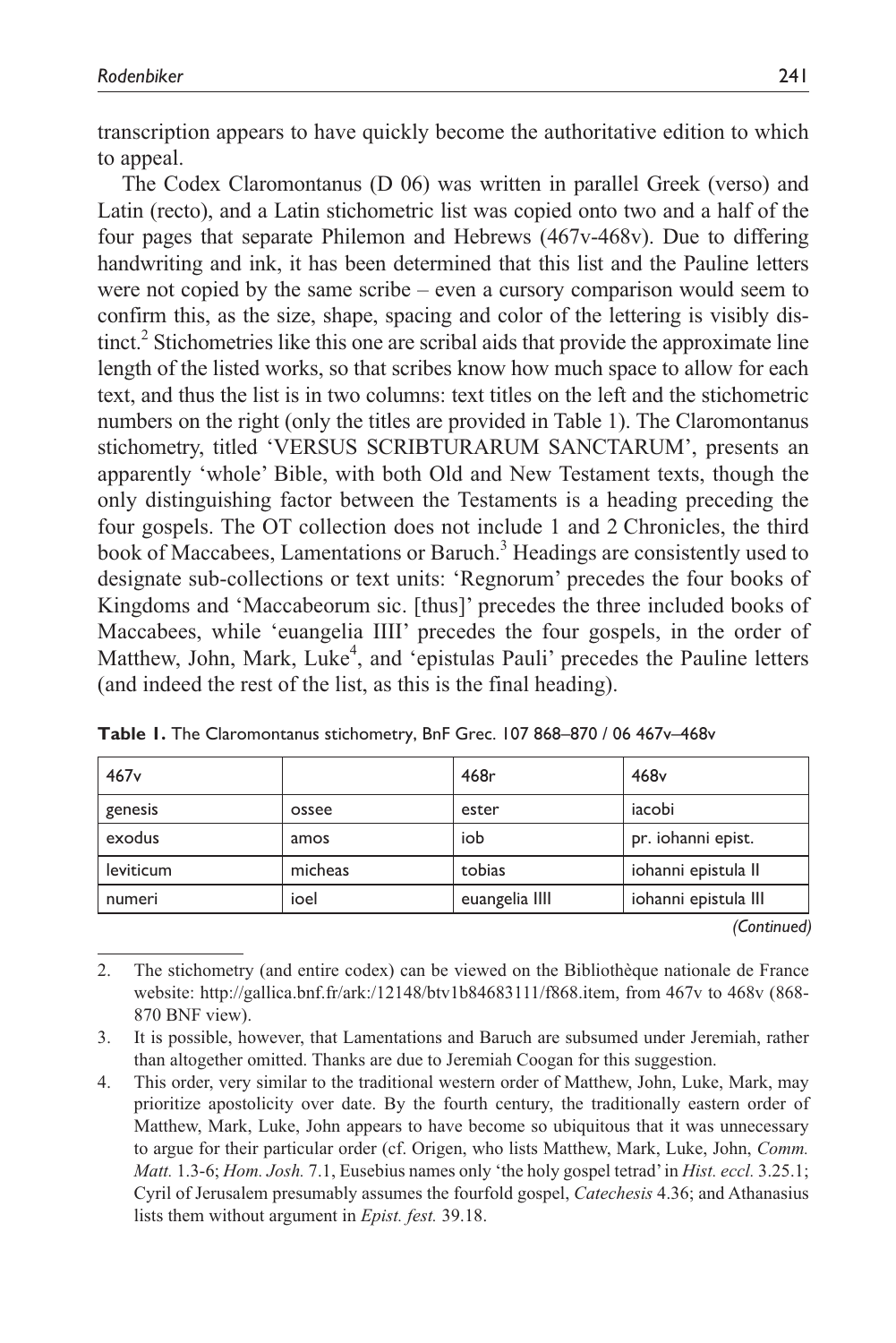transcription appears to have quickly become the authoritative edition to which to appeal.

The Codex Claromontanus (D 06) was written in parallel Greek (verso) and Latin (recto), and a Latin stichometric list was copied onto two and a half of the four pages that separate Philemon and Hebrews (467v-468v). Due to differing handwriting and ink, it has been determined that this list and the Pauline letters were not copied by the same scribe – even a cursory comparison would seem to confirm this, as the size, shape, spacing and color of the lettering is visibly distinct.[2] Stichometries like this one are scribal aids that provide the approximate line length of the listed works, so that scribes know how much space to allow for each text, and thus the list is in two columns: text titles on the left and the stichometric numbers on the right (only the titles are provided in Table 1). The Claromontanus stichometry, titled 'VERSUS SCRIBTURARUM SANCTARUM', presents an apparently 'whole' Bible, with both Old and New Testament texts, though the only distinguishing factor between the Testaments is a heading preceding the four gospels. The OT collection does not include 1 and 2 Chronicles, the third book of Maccabees, Lamentations or Baruch.[3] Headings are consistently used to designate sub-collections or text units: 'Regnorum' precedes the four books of Kingdoms and 'Maccabeorum sic. [thus]' precedes the three included books of Maccabees, while 'euangelia IIII' precedes the four gospels, in the order of Matthew, John, Mark, Luke[4], and 'epistulas Pauli' precedes the Pauline letters (and indeed the rest of the list, as this is the final heading).

**Table 1.** The Claromontanus stichometry, BnF Grec. 107 868–870 / 06 467v–468v

| 467v | | 468r | 468v |
|---|---|---|---|
| genesis | ossee | ester | iacobi |
| exodus | amos | iob | pr. iohanni epist. |
| leviticum | micheas | tobias | iohanni epistula II |
| numeri | ioel | euangelia IIII | iohanni epistula III |

*(Continued)*

2. The stichometry (and entire codex) can be viewed on the Bibliothèque nationale de France website: http://gallica.bnf.fr/ark:/12148/btv1b84683111/f868.item, from 467v to 468v (868-870 BNF view).

3. It is possible, however, that Lamentations and Baruch are subsumed under Jeremiah, rather than altogether omitted. Thanks are due to Jeremiah Coogan for this suggestion.

4. This order, very similar to the traditional western order of Matthew, John, Luke, Mark, may prioritize apostolicity over date. By the fourth century, the traditionally eastern order of Matthew, Mark, Luke, John appears to have become so ubiquitous that it was unnecessary to argue for their particular order (cf. Origen, who lists Matthew, Mark, Luke, John, *Comm. Matt.* 1.3-6; *Hom. Josh.* 7.1, Eusebius names only 'the holy gospel tetrad' in *Hist. eccl.* 3.25.1; Cyril of Jerusalem presumably assumes the fourfold gospel, *Catechesis* 4.36; and Athanasius lists them without argument in *Epist. fest.* 39.18.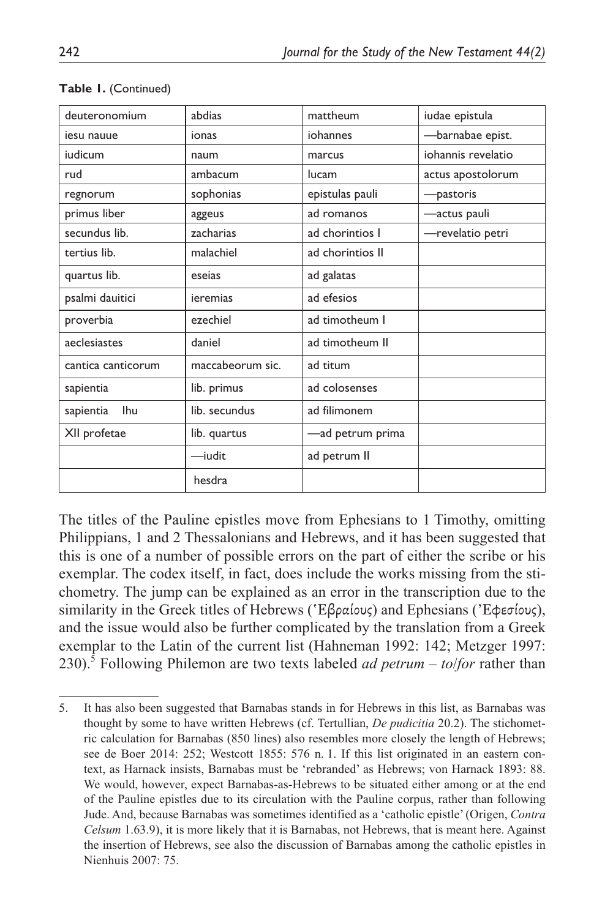**Table 1.** (Continued)

| deuteronomium | abdias | mattheum | iudae epistula |
|---|---|---|---|
| iesu nauue | ionas | iohannes | —barnabae epist. |
| iudicum | naum | marcus | iohannis revelatio |
| rud | ambacum | lucam | actus apostolorum |
| regnorum | sophonias | epistulas pauli | —pastoris |
| primus liber | aggeus | ad romanos | —actus pauli |
| secundus lib. | zacharias | ad chorintios I | —revelatio petri |
| tertius lib. | malachiel | ad chorintios II | |
| quartus lib. | eseias | ad galatas | |
| psalmi dauitici | ieremias | ad efesios | |
| proverbia | ezechiel | ad timotheum I | |
| aeclesiastes | daniel | ad timotheum II | |
| cantica canticorum | maccabeorum sic. | ad titum | |
| sapientia | lib. primus | ad colosenses | |
| sapientia Ihu | lib. secundus | ad filimonem | |
| XII profetae | lib. quartus | —ad petrum prima | |
| | —iudit | ad petrum II | |
| | hesdra | | |

The titles of the Pauline epistles move from Ephesians to 1 Timothy, omitting Philippians, 1 and 2 Thessalonians and Hebrews, and it has been suggested that this is one of a number of possible errors on the part of either the scribe or his exemplar. The codex itself, in fact, does include the works missing from the stichometry. The jump can be explained as an error in the transcription due to the similarity in the Greek titles of Hebrews (Ἑβραίους) and Ephesians (Ἐφεσίους), and the issue would also be further complicated by the translation from a Greek exemplar to the Latin of the current list (Hahneman 1992: 142; Metzger 1997: 230).[5] Following Philemon are two texts labeled *ad petrum* – *to*/*for* rather than

5. It has also been suggested that Barnabas stands in for Hebrews in this list, as Barnabas was thought by some to have written Hebrews (cf. Tertullian, *De pudicitia* 20.2). The stichometric calculation for Barnabas (850 lines) also resembles more closely the length of Hebrews; see de Boer 2014: 252; Westcott 1855: 576 n. 1. If this list originated in an eastern context, as Harnack insists, Barnabas must be 'rebranded' as Hebrews; von Harnack 1893: 88. We would, however, expect Barnabas-as-Hebrews to be situated either among or at the end of the Pauline epistles due to its circulation with the Pauline corpus, rather than following Jude. And, because Barnabas was sometimes identified as a 'catholic epistle' (Origen, *Contra Celsum* 1.63.9), it is more likely that it is Barnabas, not Hebrews, that is meant here. Against the insertion of Hebrews, see also the discussion of Barnabas among the catholic epistles in Nienhuis 2007: 75.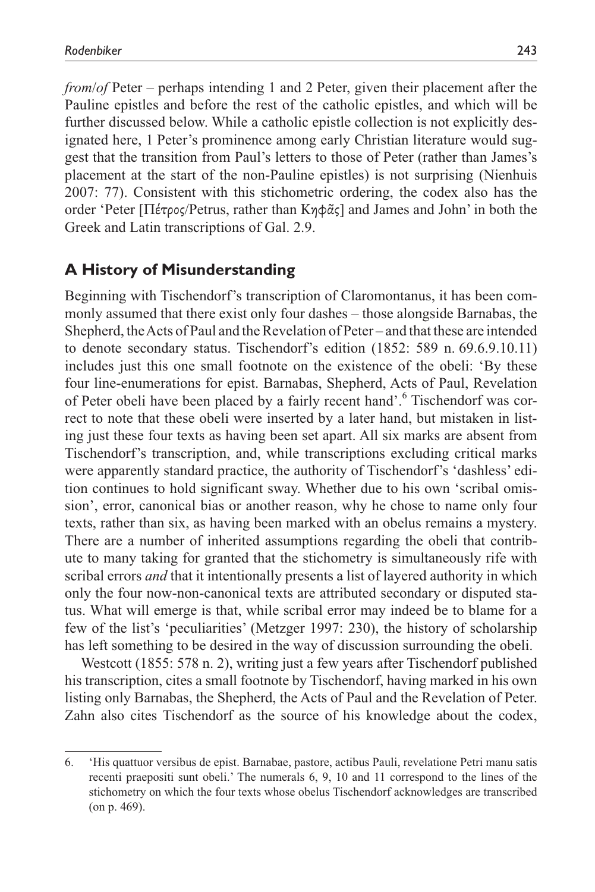*from*/*of* Peter – perhaps intending 1 and 2 Peter, given their placement after the Pauline epistles and before the rest of the catholic epistles, and which will be further discussed below. While a catholic epistle collection is not explicitly designated here, 1 Peter's prominence among early Christian literature would suggest that the transition from Paul's letters to those of Peter (rather than James's placement at the start of the non-Pauline epistles) is not surprising (Nienhuis 2007: 77). Consistent with this stichometric ordering, the codex also has the order 'Peter [Πέτρος/Petrus, rather than Κηφᾶς] and James and John' in both the Greek and Latin transcriptions of Gal. 2.9.

## A History of Misunderstanding

Beginning with Tischendorf's transcription of Claromontanus, it has been commonly assumed that there exist only four dashes – those alongside Barnabas, the Shepherd, the Acts of Paul and the Revelation of Peter – and that these are intended to denote secondary status. Tischendorf's edition (1852: 589 n. 69.6.9.10.11) includes just this one small footnote on the existence of the obeli: 'By these four line-enumerations for epist. Barnabas, Shepherd, Acts of Paul, Revelation of Peter obeli have been placed by a fairly recent hand'.[6] Tischendorf was correct to note that these obeli were inserted by a later hand, but mistaken in listing just these four texts as having been set apart. All six marks are absent from Tischendorf's transcription, and, while transcriptions excluding critical marks were apparently standard practice, the authority of Tischendorf's 'dashless' edition continues to hold significant sway. Whether due to his own 'scribal omission', error, canonical bias or another reason, why he chose to name only four texts, rather than six, as having been marked with an obelus remains a mystery. There are a number of inherited assumptions regarding the obeli that contribute to many taking for granted that the stichometry is simultaneously rife with scribal errors *and* that it intentionally presents a list of layered authority in which only the four now-non-canonical texts are attributed secondary or disputed status. What will emerge is that, while scribal error may indeed be to blame for a few of the list's 'peculiarities' (Metzger 1997: 230), the history of scholarship has left something to be desired in the way of discussion surrounding the obeli.

Westcott (1855: 578 n. 2), writing just a few years after Tischendorf published his transcription, cites a small footnote by Tischendorf, having marked in his own listing only Barnabas, the Shepherd, the Acts of Paul and the Revelation of Peter. Zahn also cites Tischendorf as the source of his knowledge about the codex,

6. 'His quattuor versibus de epist. Barnabae, pastore, actibus Pauli, revelatione Petri manu satis recenti praepositi sunt obeli.' The numerals 6, 9, 10 and 11 correspond to the lines of the stichometry on which the four texts whose obelus Tischendorf acknowledges are transcribed (on p. 469).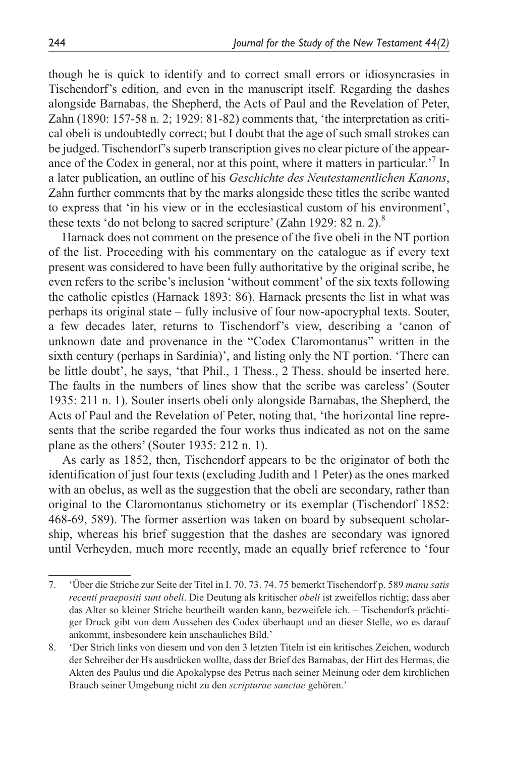though he is quick to identify and to correct small errors or idiosyncrasies in Tischendorf's edition, and even in the manuscript itself. Regarding the dashes alongside Barnabas, the Shepherd, the Acts of Paul and the Revelation of Peter, Zahn (1890: 157-58 n. 2; 1929: 81-82) comments that, 'the interpretation as critical obeli is undoubtedly correct; but I doubt that the age of such small strokes can be judged. Tischendorf's superb transcription gives no clear picture of the appearance of the Codex in general, nor at this point, where it matters in particular.'[7] In a later publication, an outline of his *Geschichte des Neutestamentlichen Kanons*, Zahn further comments that by the marks alongside these titles the scribe wanted to express that 'in his view or in the ecclesiastical custom of his environment', these texts 'do not belong to sacred scripture' (Zahn 1929: 82 n. 2).[8]

Harnack does not comment on the presence of the five obeli in the NT portion of the list. Proceeding with his commentary on the catalogue as if every text present was considered to have been fully authoritative by the original scribe, he even refers to the scribe's inclusion 'without comment' of the six texts following the catholic epistles (Harnack 1893: 86). Harnack presents the list in what was perhaps its original state – fully inclusive of four now-apocryphal texts. Souter, a few decades later, returns to Tischendorf's view, describing a 'canon of unknown date and provenance in the "Codex Claromontanus" written in the sixth century (perhaps in Sardinia)', and listing only the NT portion. 'There can be little doubt', he says, 'that Phil., 1 Thess., 2 Thess. should be inserted here. The faults in the numbers of lines show that the scribe was careless' (Souter 1935: 211 n. 1). Souter inserts obeli only alongside Barnabas, the Shepherd, the Acts of Paul and the Revelation of Peter, noting that, 'the horizontal line represents that the scribe regarded the four works thus indicated as not on the same plane as the others' (Souter 1935: 212 n. 1).

As early as 1852, then, Tischendorf appears to be the originator of both the identification of just four texts (excluding Judith and 1 Peter) as the ones marked with an obelus, as well as the suggestion that the obeli are secondary, rather than original to the Claromontanus stichometry or its exemplar (Tischendorf 1852: 468-69, 589). The former assertion was taken on board by subsequent scholarship, whereas his brief suggestion that the dashes are secondary was ignored until Verheyden, much more recently, made an equally brief reference to 'four

---

7. 'Über die Striche zur Seite der Titel in I. 70. 73. 74. 75 bemerkt Tischendorf p. 589 *manu satis recenti praepositi sunt obeli*. Die Deutung als kritischer *obeli* ist zweifellos richtig; dass aber das Alter so kleiner Striche beurtheilt warden kann, bezweifele ich. – Tischendorfs prächtiger Druck gibt von dem Aussehen des Codex überhaupt und an dieser Stelle, wo es darauf ankommt, insbesondere kein anschauliches Bild.'

8. 'Der Strich links von diesem und von den 3 letzten Titeln ist ein kritisches Zeichen, wodurch der Schreiber der Hs ausdrücken wollte, dass der Brief des Barnabas, der Hirt des Hermas, die Akten des Paulus und die Apokalypse des Petrus nach seiner Meinung oder dem kirchlichen Brauch seiner Umgebung nicht zu den *scripturae sanctae* gehören.'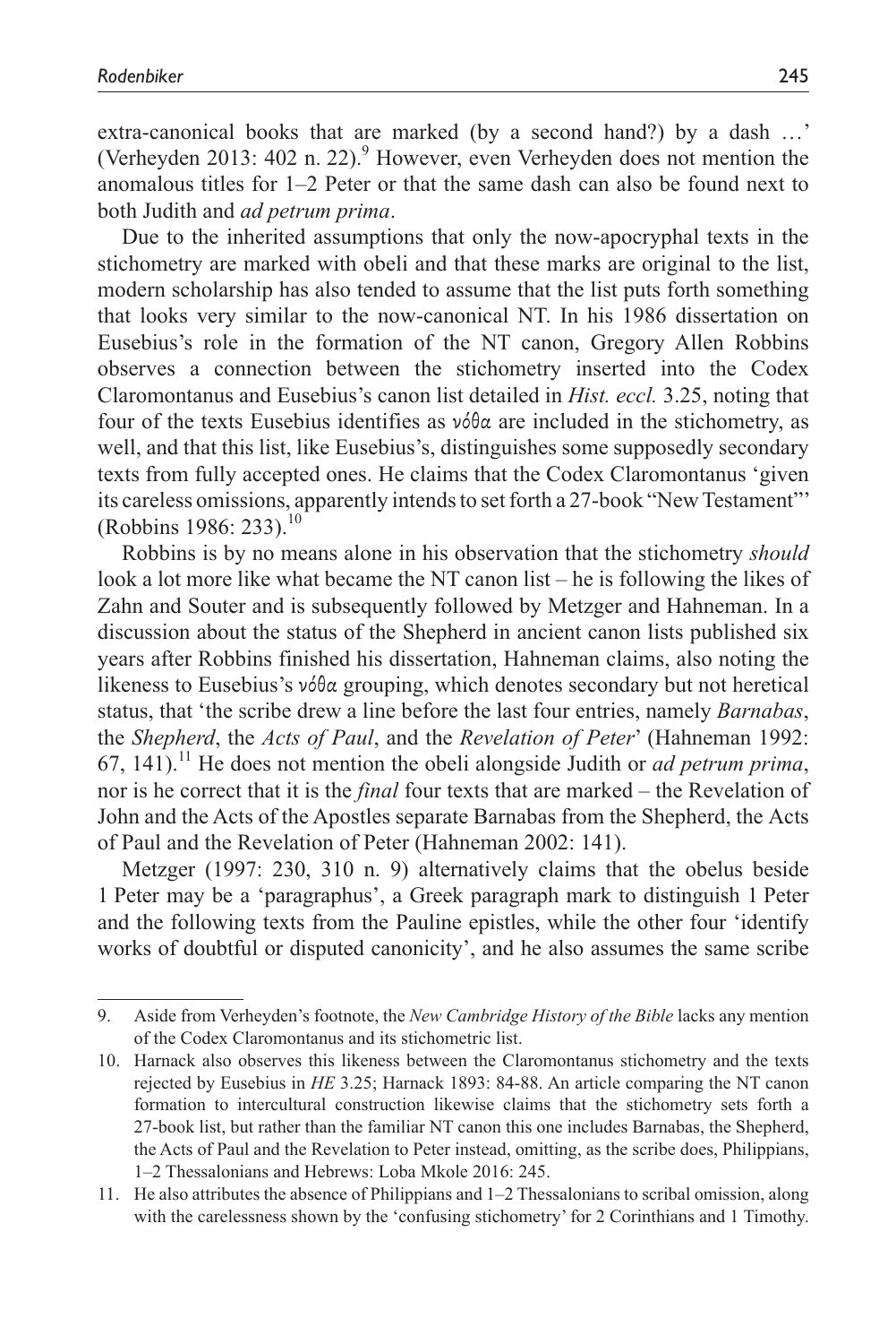extra-canonical books that are marked (by a second hand?) by a dash …' (Verheyden 2013: 402 n. 22).[9] However, even Verheyden does not mention the anomalous titles for 1–2 Peter or that the same dash can also be found next to both Judith and *ad petrum prima*.

Due to the inherited assumptions that only the now-apocryphal texts in the stichometry are marked with obeli and that these marks are original to the list, modern scholarship has also tended to assume that the list puts forth something that looks very similar to the now-canonical NT. In his 1986 dissertation on Eusebius's role in the formation of the NT canon, Gregory Allen Robbins observes a connection between the stichometry inserted into the Codex Claromontanus and Eusebius's canon list detailed in *Hist. eccl.* 3.25, noting that four of the texts Eusebius identifies as *νόθα* are included in the stichometry, as well, and that this list, like Eusebius's, distinguishes some supposedly secondary texts from fully accepted ones. He claims that the Codex Claromontanus 'given its careless omissions, apparently intends to set forth a 27-book "New Testament"' (Robbins 1986: 233).[10]

Robbins is by no means alone in his observation that the stichometry *should* look a lot more like what became the NT canon list – he is following the likes of Zahn and Souter and is subsequently followed by Metzger and Hahneman. In a discussion about the status of the Shepherd in ancient canon lists published six years after Robbins finished his dissertation, Hahneman claims, also noting the likeness to Eusebius's *νόθα* grouping, which denotes secondary but not heretical status, that 'the scribe drew a line before the last four entries, namely *Barnabas*, the *Shepherd*, the *Acts of Paul*, and the *Revelation of Peter*' (Hahneman 1992: 67, 141).[11] He does not mention the obeli alongside Judith or *ad petrum prima*, nor is he correct that it is the *final* four texts that are marked – the Revelation of John and the Acts of the Apostles separate Barnabas from the Shepherd, the Acts of Paul and the Revelation of Peter (Hahneman 2002: 141).

Metzger (1997: 230, 310 n. 9) alternatively claims that the obelus beside 1 Peter may be a 'paragraphus', a Greek paragraph mark to distinguish 1 Peter and the following texts from the Pauline epistles, while the other four 'identify works of doubtful or disputed canonicity', and he also assumes the same scribe

---

9. Aside from Verheyden's footnote, the *New Cambridge History of the Bible* lacks any mention of the Codex Claromontanus and its stichometric list.

10. Harnack also observes this likeness between the Claromontanus stichometry and the texts rejected by Eusebius in *HE* 3.25; Harnack 1893: 84-88. An article comparing the NT canon formation to intercultural construction likewise claims that the stichometry sets forth a 27-book list, but rather than the familiar NT canon this one includes Barnabas, the Shepherd, the Acts of Paul and the Revelation to Peter instead, omitting, as the scribe does, Philippians, 1–2 Thessalonians and Hebrews: Loba Mkole 2016: 245.

11. He also attributes the absence of Philippians and 1–2 Thessalonians to scribal omission, along with the carelessness shown by the 'confusing stichometry' for 2 Corinthians and 1 Timothy.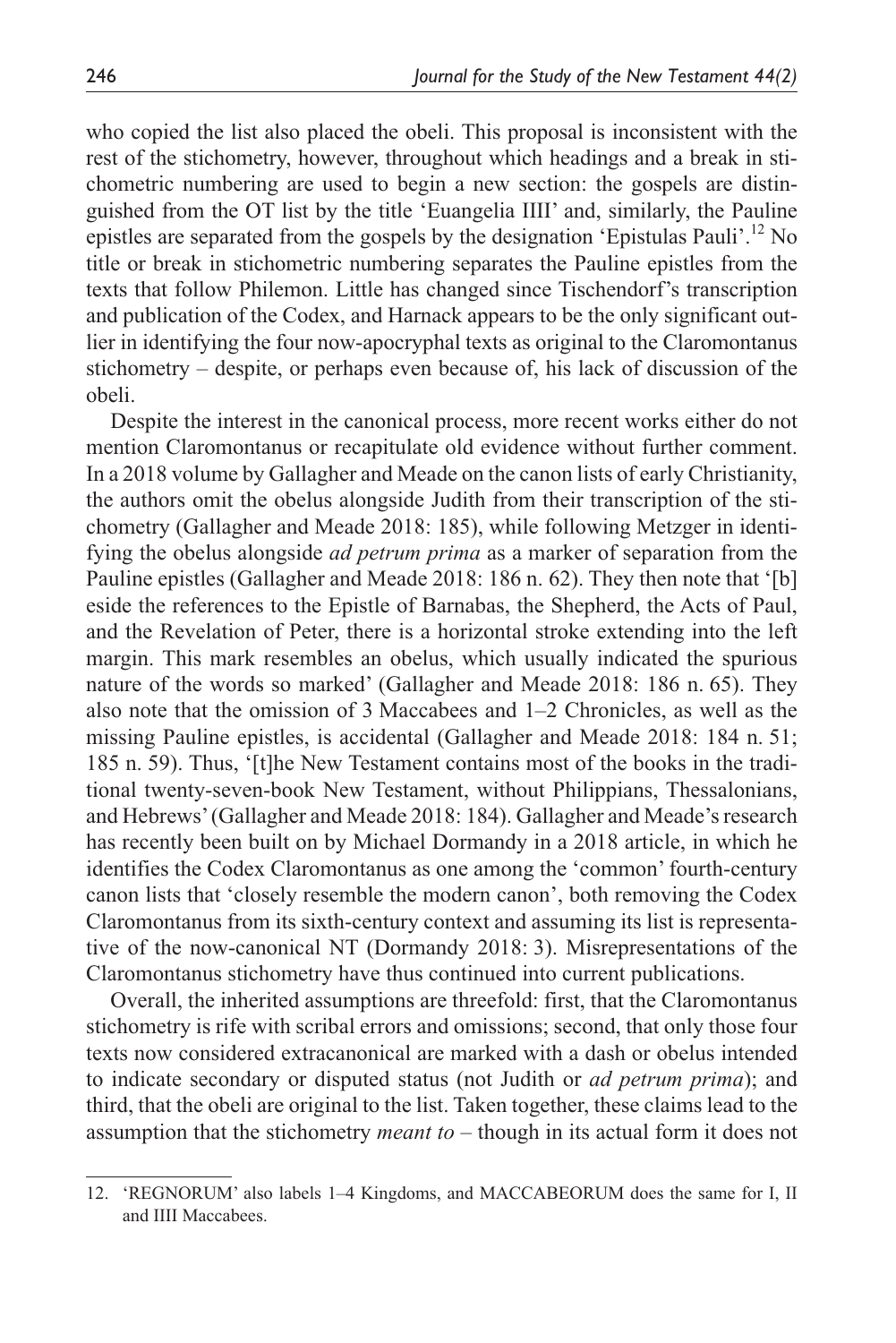who copied the list also placed the obeli. This proposal is inconsistent with the rest of the stichometry, however, throughout which headings and a break in stichometric numbering are used to begin a new section: the gospels are distinguished from the OT list by the title 'Euangelia IIII' and, similarly, the Pauline epistles are separated from the gospels by the designation 'Epistulas Pauli'.[12] No title or break in stichometric numbering separates the Pauline epistles from the texts that follow Philemon. Little has changed since Tischendorf's transcription and publication of the Codex, and Harnack appears to be the only significant outlier in identifying the four now-apocryphal texts as original to the Claromontanus stichometry – despite, or perhaps even because of, his lack of discussion of the obeli.

Despite the interest in the canonical process, more recent works either do not mention Claromontanus or recapitulate old evidence without further comment. In a 2018 volume by Gallagher and Meade on the canon lists of early Christianity, the authors omit the obelus alongside Judith from their transcription of the stichometry (Gallagher and Meade 2018: 185), while following Metzger in identifying the obelus alongside *ad petrum prima* as a marker of separation from the Pauline epistles (Gallagher and Meade 2018: 186 n. 62). They then note that '[b]eside the references to the Epistle of Barnabas, the Shepherd, the Acts of Paul, and the Revelation of Peter, there is a horizontal stroke extending into the left margin. This mark resembles an obelus, which usually indicated the spurious nature of the words so marked' (Gallagher and Meade 2018: 186 n. 65). They also note that the omission of 3 Maccabees and 1–2 Chronicles, as well as the missing Pauline epistles, is accidental (Gallagher and Meade 2018: 184 n. 51; 185 n. 59). Thus, '[t]he New Testament contains most of the books in the traditional twenty-seven-book New Testament, without Philippians, Thessalonians, and Hebrews' (Gallagher and Meade 2018: 184). Gallagher and Meade's research has recently been built on by Michael Dormandy in a 2018 article, in which he identifies the Codex Claromontanus as one among the 'common' fourth-century canon lists that 'closely resemble the modern canon', both removing the Codex Claromontanus from its sixth-century context and assuming its list is representative of the now-canonical NT (Dormandy 2018: 3). Misrepresentations of the Claromontanus stichometry have thus continued into current publications.

Overall, the inherited assumptions are threefold: first, that the Claromontanus stichometry is rife with scribal errors and omissions; second, that only those four texts now considered extracanonical are marked with a dash or obelus intended to indicate secondary or disputed status (not Judith or *ad petrum prima*); and third, that the obeli are original to the list. Taken together, these claims lead to the assumption that the stichometry *meant to* – though in its actual form it does not

12. 'REGNORUM' also labels 1–4 Kingdoms, and MACCABEORUM does the same for I, II and IIII Maccabees.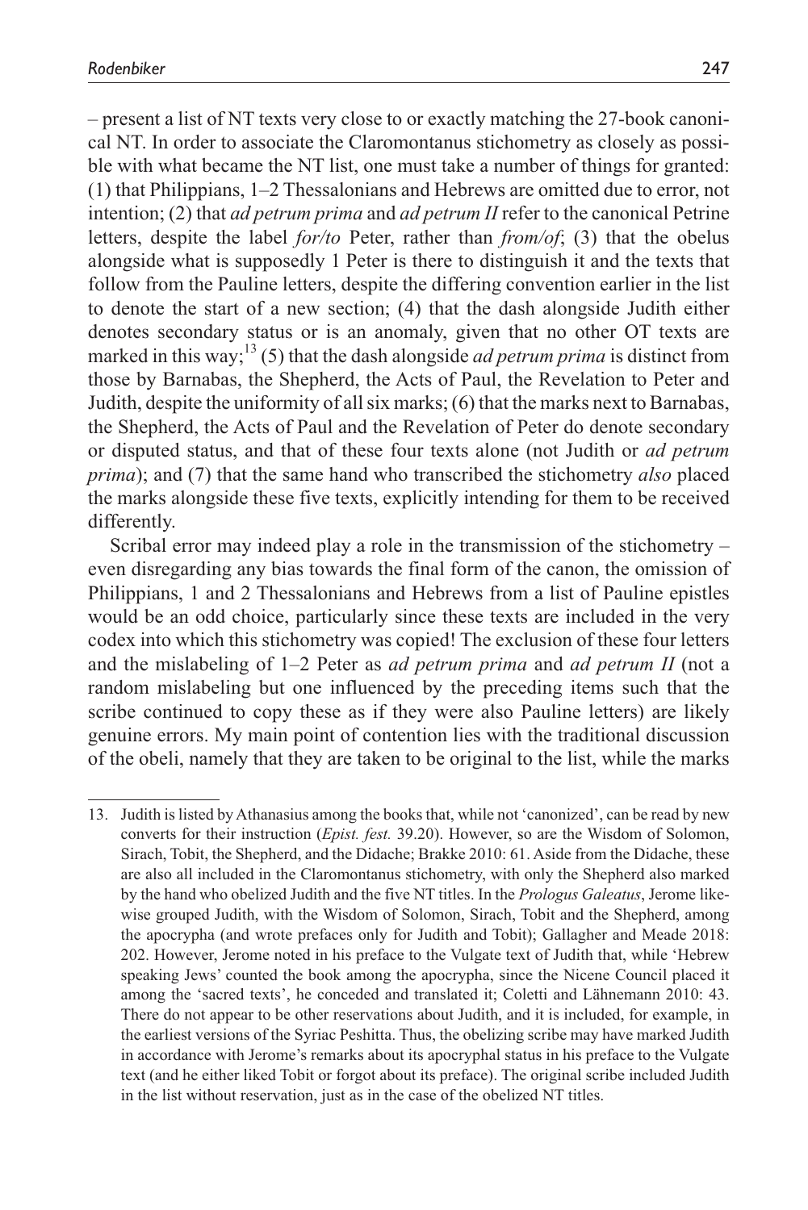– present a list of NT texts very close to or exactly matching the 27-book canonical NT. In order to associate the Claromontanus stichometry as closely as possible with what became the NT list, one must take a number of things for granted: (1) that Philippians, 1–2 Thessalonians and Hebrews are omitted due to error, not intention; (2) that *ad petrum prima* and *ad petrum II* refer to the canonical Petrine letters, despite the label *for/to* Peter, rather than *from/of*; (3) that the obelus alongside what is supposedly 1 Peter is there to distinguish it and the texts that follow from the Pauline letters, despite the differing convention earlier in the list to denote the start of a new section; (4) that the dash alongside Judith either denotes secondary status or is an anomaly, given that no other OT texts are marked in this way;[13] (5) that the dash alongside *ad petrum prima* is distinct from those by Barnabas, the Shepherd, the Acts of Paul, the Revelation to Peter and Judith, despite the uniformity of all six marks; (6) that the marks next to Barnabas, the Shepherd, the Acts of Paul and the Revelation of Peter do denote secondary or disputed status, and that of these four texts alone (not Judith or *ad petrum prima*); and (7) that the same hand who transcribed the stichometry *also* placed the marks alongside these five texts, explicitly intending for them to be received differently.

Scribal error may indeed play a role in the transmission of the stichometry – even disregarding any bias towards the final form of the canon, the omission of Philippians, 1 and 2 Thessalonians and Hebrews from a list of Pauline epistles would be an odd choice, particularly since these texts are included in the very codex into which this stichometry was copied! The exclusion of these four letters and the mislabeling of 1–2 Peter as *ad petrum prima* and *ad petrum II* (not a random mislabeling but one influenced by the preceding items such that the scribe continued to copy these as if they were also Pauline letters) are likely genuine errors. My main point of contention lies with the traditional discussion of the obeli, namely that they are taken to be original to the list, while the marks

13. Judith is listed by Athanasius among the books that, while not 'canonized', can be read by new converts for their instruction (*Epist. fest.* 39.20). However, so are the Wisdom of Solomon, Sirach, Tobit, the Shepherd, and the Didache; Brakke 2010: 61. Aside from the Didache, these are also all included in the Claromontanus stichometry, with only the Shepherd also marked by the hand who obelized Judith and the five NT titles. In the *Prologus Galeatus*, Jerome likewise grouped Judith, with the Wisdom of Solomon, Sirach, Tobit and the Shepherd, among the apocrypha (and wrote prefaces only for Judith and Tobit); Gallagher and Meade 2018: 202. However, Jerome noted in his preface to the Vulgate text of Judith that, while 'Hebrew speaking Jews' counted the book among the apocrypha, since the Nicene Council placed it among the 'sacred texts', he conceded and translated it; Coletti and Lähnemann 2010: 43. There do not appear to be other reservations about Judith, and it is included, for example, in the earliest versions of the Syriac Peshitta. Thus, the obelizing scribe may have marked Judith in accordance with Jerome's remarks about its apocryphal status in his preface to the Vulgate text (and he either liked Tobit or forgot about its preface). The original scribe included Judith in the list without reservation, just as in the case of the obelized NT titles.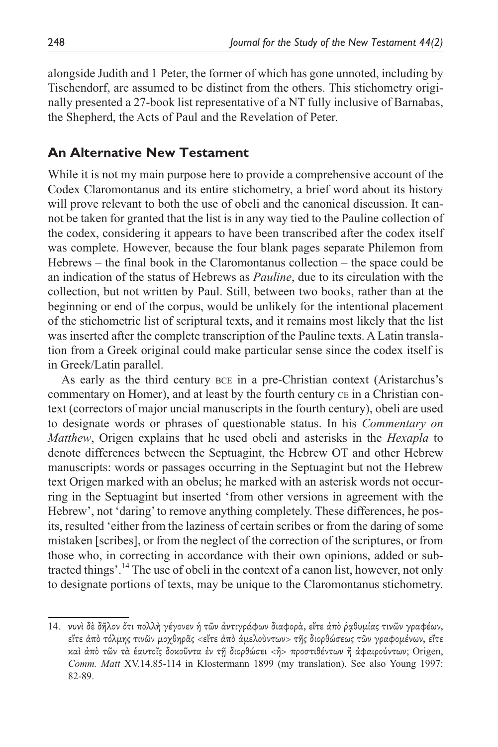alongside Judith and 1 Peter, the former of which has gone unnoted, including by Tischendorf, are assumed to be distinct from the others. This stichometry originally presented a 27-book list representative of a NT fully inclusive of Barnabas, the Shepherd, the Acts of Paul and the Revelation of Peter.

## An Alternative New Testament

While it is not my main purpose here to provide a comprehensive account of the Codex Claromontanus and its entire stichometry, a brief word about its history will prove relevant to both the use of obeli and the canonical discussion. It cannot be taken for granted that the list is in any way tied to the Pauline collection of the codex, considering it appears to have been transcribed after the codex itself was complete. However, because the four blank pages separate Philemon from Hebrews – the final book in the Claromontanus collection – the space could be an indication of the status of Hebrews as *Pauline*, due to its circulation with the collection, but not written by Paul. Still, between two books, rather than at the beginning or end of the corpus, would be unlikely for the intentional placement of the stichometric list of scriptural texts, and it remains most likely that the list was inserted after the complete transcription of the Pauline texts. A Latin translation from a Greek original could make particular sense since the codex itself is in Greek/Latin parallel.

As early as the third century BCE in a pre-Christian context (Aristarchus's commentary on Homer), and at least by the fourth century CE in a Christian context (correctors of major uncial manuscripts in the fourth century), obeli are used to designate words or phrases of questionable status. In his *Commentary on Matthew*, Origen explains that he used obeli and asterisks in the *Hexapla* to denote differences between the Septuagint, the Hebrew OT and other Hebrew manuscripts: words or passages occurring in the Septuagint but not the Hebrew text Origen marked with an obelus; he marked with an asterisk words not occurring in the Septuagint but inserted 'from other versions in agreement with the Hebrew', not 'daring' to remove anything completely. These differences, he posits, resulted 'either from the laziness of certain scribes or from the daring of some mistaken [scribes], or from the neglect of the correction of the scriptures, or from those who, in correcting in accordance with their own opinions, added or subtracted things'.[14] The use of obeli in the context of a canon list, however, not only to designate portions of texts, may be unique to the Claromontanus stichometry.

---

14. νυνὶ δὲ δῆλον ὅτι πολλὴ γέγονεν ἡ τῶν ἀντιγράφων διαφορά, εἴτε ἀπὸ ῥᾳθυμίας τινῶν γραφέων, εἴτε ἀπὸ τόλμης τινῶν μοχθηρᾶς <εἴτε ἀπὸ ἀμελούντων> τῆς διορθώσεως τῶν γραφομένων, εἴτε καὶ ἀπὸ τῶν τὰ ἑαυτοῖς δοκοῦντα ἐν τῇ διορθώσει <ἢ> προστιθέντων ἢ ἀφαιρούντων; Origen, *Comm. Matt* XV.14.85-114 in Klostermann 1899 (my translation). See also Young 1997: 82-89.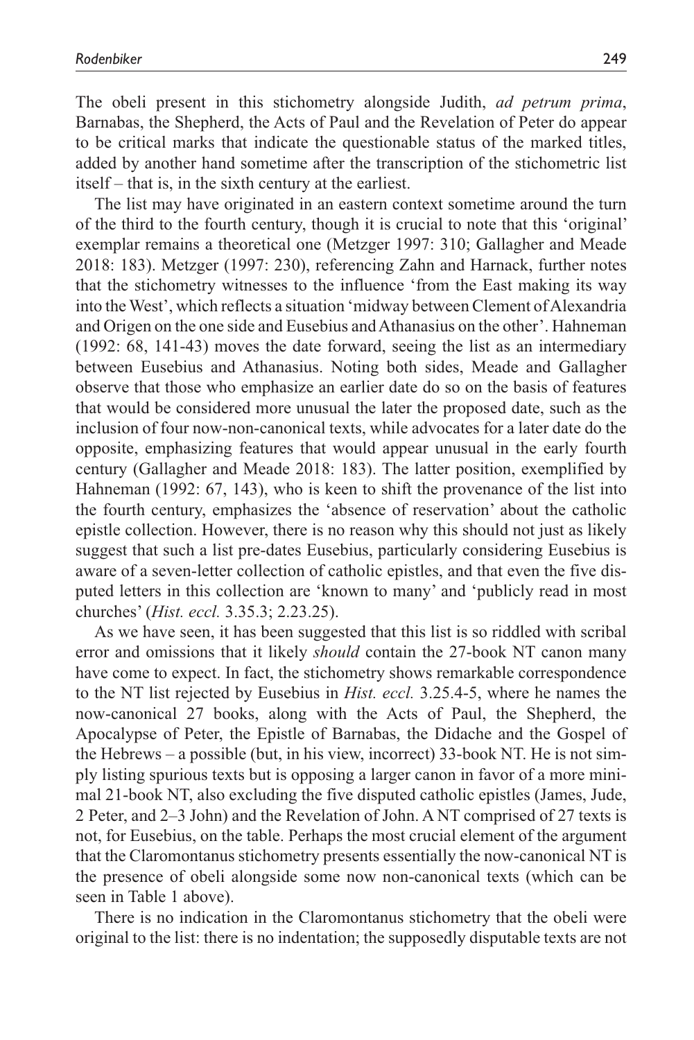The obeli present in this stichometry alongside Judith, *ad petrum prima*, Barnabas, the Shepherd, the Acts of Paul and the Revelation of Peter do appear to be critical marks that indicate the questionable status of the marked titles, added by another hand sometime after the transcription of the stichometric list itself – that is, in the sixth century at the earliest.

The list may have originated in an eastern context sometime around the turn of the third to the fourth century, though it is crucial to note that this 'original' exemplar remains a theoretical one (Metzger 1997: 310; Gallagher and Meade 2018: 183). Metzger (1997: 230), referencing Zahn and Harnack, further notes that the stichometry witnesses to the influence 'from the East making its way into the West', which reflects a situation 'midway between Clement of Alexandria and Origen on the one side and Eusebius and Athanasius on the other'. Hahneman (1992: 68, 141-43) moves the date forward, seeing the list as an intermediary between Eusebius and Athanasius. Noting both sides, Meade and Gallagher observe that those who emphasize an earlier date do so on the basis of features that would be considered more unusual the later the proposed date, such as the inclusion of four now-non-canonical texts, while advocates for a later date do the opposite, emphasizing features that would appear unusual in the early fourth century (Gallagher and Meade 2018: 183). The latter position, exemplified by Hahneman (1992: 67, 143), who is keen to shift the provenance of the list into the fourth century, emphasizes the 'absence of reservation' about the catholic epistle collection. However, there is no reason why this should not just as likely suggest that such a list pre-dates Eusebius, particularly considering Eusebius is aware of a seven-letter collection of catholic epistles, and that even the five disputed letters in this collection are 'known to many' and 'publicly read in most churches' (*Hist. eccl.* 3.35.3; 2.23.25).

As we have seen, it has been suggested that this list is so riddled with scribal error and omissions that it likely *should* contain the 27-book NT canon many have come to expect. In fact, the stichometry shows remarkable correspondence to the NT list rejected by Eusebius in *Hist. eccl.* 3.25.4-5, where he names the now-canonical 27 books, along with the Acts of Paul, the Shepherd, the Apocalypse of Peter, the Epistle of Barnabas, the Didache and the Gospel of the Hebrews – a possible (but, in his view, incorrect) 33-book NT. He is not simply listing spurious texts but is opposing a larger canon in favor of a more minimal 21-book NT, also excluding the five disputed catholic epistles (James, Jude, 2 Peter, and 2–3 John) and the Revelation of John. A NT comprised of 27 texts is not, for Eusebius, on the table. Perhaps the most crucial element of the argument that the Claromontanus stichometry presents essentially the now-canonical NT is the presence of obeli alongside some now non-canonical texts (which can be seen in Table 1 above).

There is no indication in the Claromontanus stichometry that the obeli were original to the list: there is no indentation; the supposedly disputable texts are not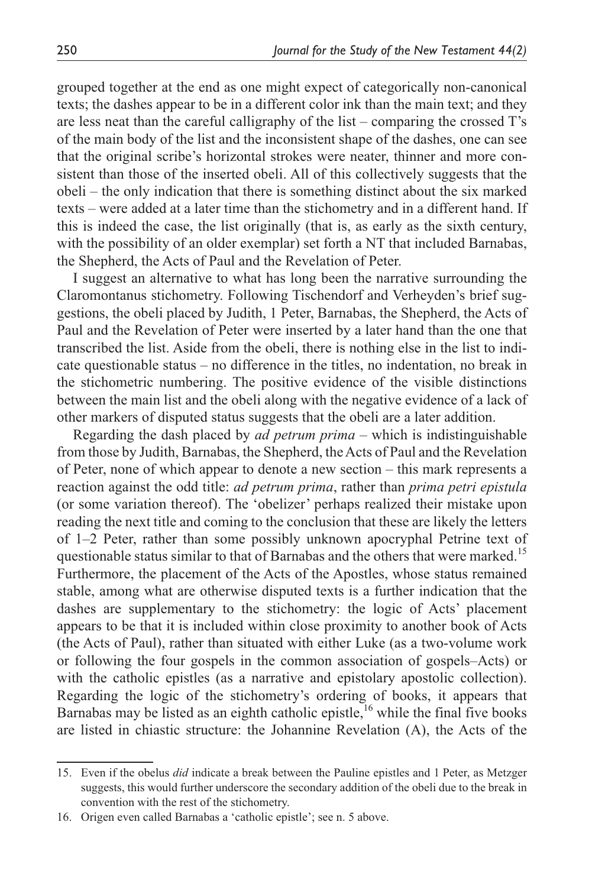grouped together at the end as one might expect of categorically non-canonical texts; the dashes appear to be in a different color ink than the main text; and they are less neat than the careful calligraphy of the list – comparing the crossed T's of the main body of the list and the inconsistent shape of the dashes, one can see that the original scribe's horizontal strokes were neater, thinner and more consistent than those of the inserted obeli. All of this collectively suggests that the obeli – the only indication that there is something distinct about the six marked texts – were added at a later time than the stichometry and in a different hand. If this is indeed the case, the list originally (that is, as early as the sixth century, with the possibility of an older exemplar) set forth a NT that included Barnabas, the Shepherd, the Acts of Paul and the Revelation of Peter.

I suggest an alternative to what has long been the narrative surrounding the Claromontanus stichometry. Following Tischendorf and Verheyden's brief suggestions, the obeli placed by Judith, 1 Peter, Barnabas, the Shepherd, the Acts of Paul and the Revelation of Peter were inserted by a later hand than the one that transcribed the list. Aside from the obeli, there is nothing else in the list to indicate questionable status – no difference in the titles, no indentation, no break in the stichometric numbering. The positive evidence of the visible distinctions between the main list and the obeli along with the negative evidence of a lack of other markers of disputed status suggests that the obeli are a later addition.

Regarding the dash placed by *ad petrum prima* – which is indistinguishable from those by Judith, Barnabas, the Shepherd, the Acts of Paul and the Revelation of Peter, none of which appear to denote a new section – this mark represents a reaction against the odd title: *ad petrum prima*, rather than *prima petri epistula* (or some variation thereof). The 'obelizer' perhaps realized their mistake upon reading the next title and coming to the conclusion that these are likely the letters of 1–2 Peter, rather than some possibly unknown apocryphal Petrine text of questionable status similar to that of Barnabas and the others that were marked.[15] Furthermore, the placement of the Acts of the Apostles, whose status remained stable, among what are otherwise disputed texts is a further indication that the dashes are supplementary to the stichometry: the logic of Acts' placement appears to be that it is included within close proximity to another book of Acts (the Acts of Paul), rather than situated with either Luke (as a two-volume work or following the four gospels in the common association of gospels–Acts) or with the catholic epistles (as a narrative and epistolary apostolic collection). Regarding the logic of the stichometry's ordering of books, it appears that Barnabas may be listed as an eighth catholic epistle,[16] while the final five books are listed in chiastic structure: the Johannine Revelation (A), the Acts of the

15. Even if the obelus *did* indicate a break between the Pauline epistles and 1 Peter, as Metzger suggests, this would further underscore the secondary addition of the obeli due to the break in convention with the rest of the stichometry.

16. Origen even called Barnabas a 'catholic epistle'; see n. 5 above.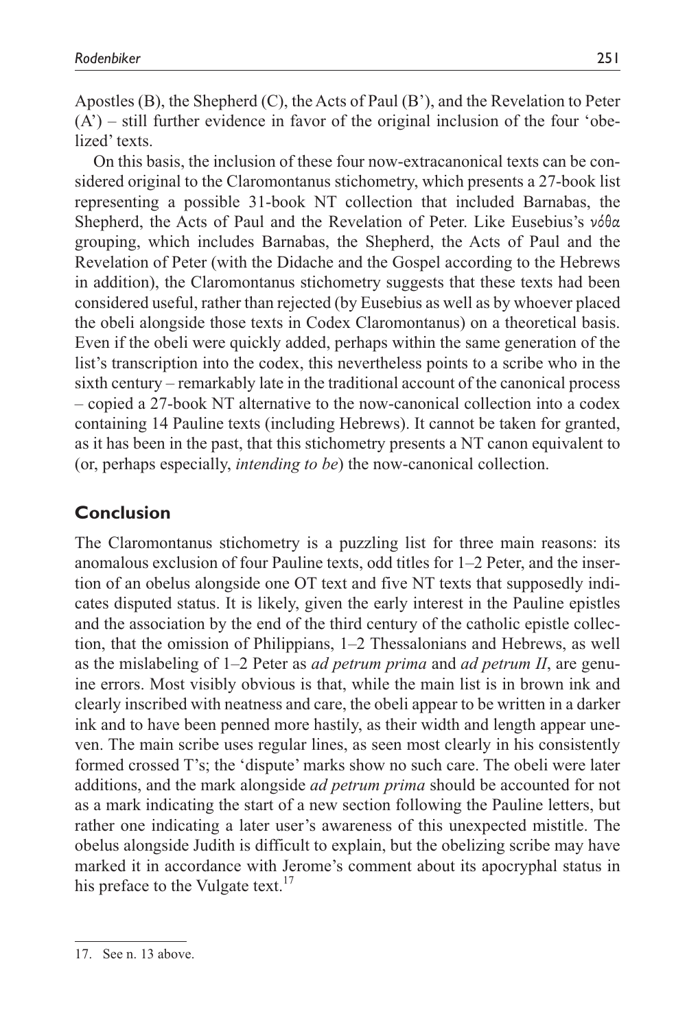Apostles (B), the Shepherd (C), the Acts of Paul (B'), and the Revelation to Peter (A') – still further evidence in favor of the original inclusion of the four 'obelized' texts.

On this basis, the inclusion of these four now-extracanonical texts can be considered original to the Claromontanus stichometry, which presents a 27-book list representing a possible 31-book NT collection that included Barnabas, the Shepherd, the Acts of Paul and the Revelation of Peter. Like Eusebius's νόθα grouping, which includes Barnabas, the Shepherd, the Acts of Paul and the Revelation of Peter (with the Didache and the Gospel according to the Hebrews in addition), the Claromontanus stichometry suggests that these texts had been considered useful, rather than rejected (by Eusebius as well as by whoever placed the obeli alongside those texts in Codex Claromontanus) on a theoretical basis. Even if the obeli were quickly added, perhaps within the same generation of the list's transcription into the codex, this nevertheless points to a scribe who in the sixth century – remarkably late in the traditional account of the canonical process – copied a 27-book NT alternative to the now-canonical collection into a codex containing 14 Pauline texts (including Hebrews). It cannot be taken for granted, as it has been in the past, that this stichometry presents a NT canon equivalent to (or, perhaps especially, *intending to be*) the now-canonical collection.

## Conclusion

The Claromontanus stichometry is a puzzling list for three main reasons: its anomalous exclusion of four Pauline texts, odd titles for 1–2 Peter, and the insertion of an obelus alongside one OT text and five NT texts that supposedly indicates disputed status. It is likely, given the early interest in the Pauline epistles and the association by the end of the third century of the catholic epistle collection, that the omission of Philippians, 1–2 Thessalonians and Hebrews, as well as the mislabeling of 1–2 Peter as *ad petrum prima* and *ad petrum II*, are genuine errors. Most visibly obvious is that, while the main list is in brown ink and clearly inscribed with neatness and care, the obeli appear to be written in a darker ink and to have been penned more hastily, as their width and length appear uneven. The main scribe uses regular lines, as seen most clearly in his consistently formed crossed T's; the 'dispute' marks show no such care. The obeli were later additions, and the mark alongside *ad petrum prima* should be accounted for not as a mark indicating the start of a new section following the Pauline letters, but rather one indicating a later user's awareness of this unexpected mistitle. The obelus alongside Judith is difficult to explain, but the obelizing scribe may have marked it in accordance with Jerome's comment about its apocryphal status in his preface to the Vulgate text.[17]

17. See n. 13 above.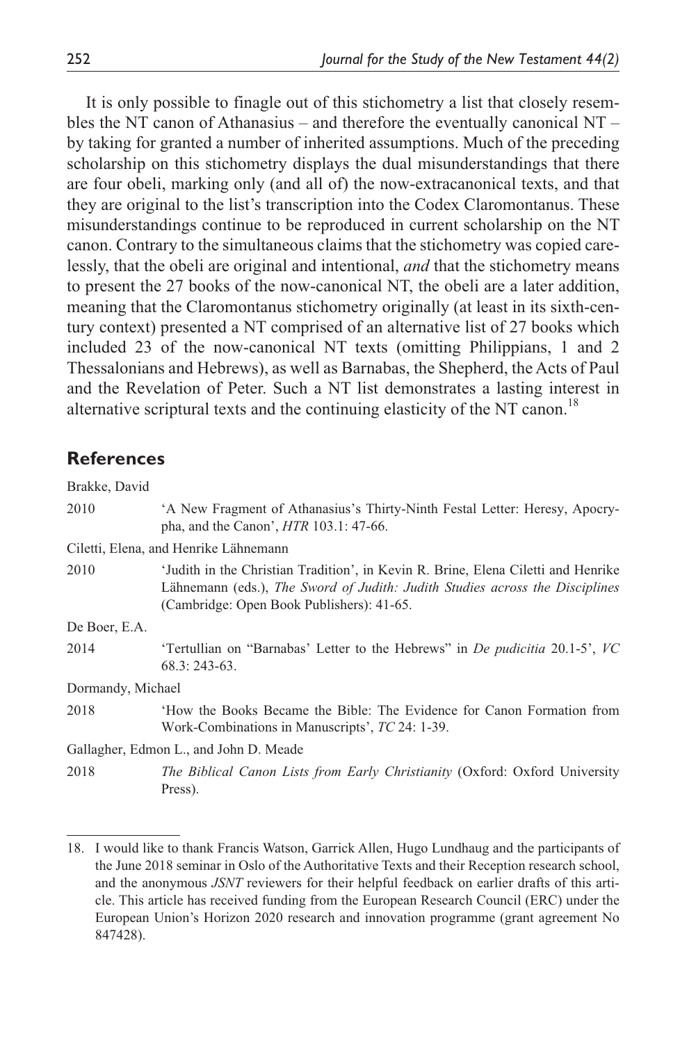It is only possible to finagle out of this stichometry a list that closely resembles the NT canon of Athanasius – and therefore the eventually canonical NT – by taking for granted a number of inherited assumptions. Much of the preceding scholarship on this stichometry displays the dual misunderstandings that there are four obeli, marking only (and all of) the now-extracanonical texts, and that they are original to the list's transcription into the Codex Claromontanus. These misunderstandings continue to be reproduced in current scholarship on the NT canon. Contrary to the simultaneous claims that the stichometry was copied carelessly, that the obeli are original and intentional, *and* that the stichometry means to present the 27 books of the now-canonical NT, the obeli are a later addition, meaning that the Claromontanus stichometry originally (at least in its sixth-century context) presented a NT comprised of an alternative list of 27 books which included 23 of the now-canonical NT texts (omitting Philippians, 1 and 2 Thessalonians and Hebrews), as well as Barnabas, the Shepherd, the Acts of Paul and the Revelation of Peter. Such a NT list demonstrates a lasting interest in alternative scriptural texts and the continuing elasticity of the NT canon.[18]

## References

Brakke, David

2010 'A New Fragment of Athanasius's Thirty-Ninth Festal Letter: Heresy, Apocrypha, and the Canon', *HTR* 103.1: 47-66.

Ciletti, Elena, and Henrike Lähnemann

2010 'Judith in the Christian Tradition', in Kevin R. Brine, Elena Ciletti and Henrike Lähnemann (eds.), *The Sword of Judith: Judith Studies across the Disciplines* (Cambridge: Open Book Publishers): 41-65.

De Boer, E.A.

2014 'Tertullian on "Barnabas' Letter to the Hebrews" in *De pudicitia* 20.1-5', *VC* 68.3: 243-63.

Dormandy, Michael

2018 'How the Books Became the Bible: The Evidence for Canon Formation from Work-Combinations in Manuscripts', *TC* 24: 1-39.

Gallagher, Edmon L., and John D. Meade

2018 *The Biblical Canon Lists from Early Christianity* (Oxford: Oxford University Press).

---

18. I would like to thank Francis Watson, Garrick Allen, Hugo Lundhaug and the participants of the June 2018 seminar in Oslo of the Authoritative Texts and their Reception research school, and the anonymous *JSNT* reviewers for their helpful feedback on earlier drafts of this article. This article has received funding from the European Research Council (ERC) under the European Union's Horizon 2020 research and innovation programme (grant agreement No 847428).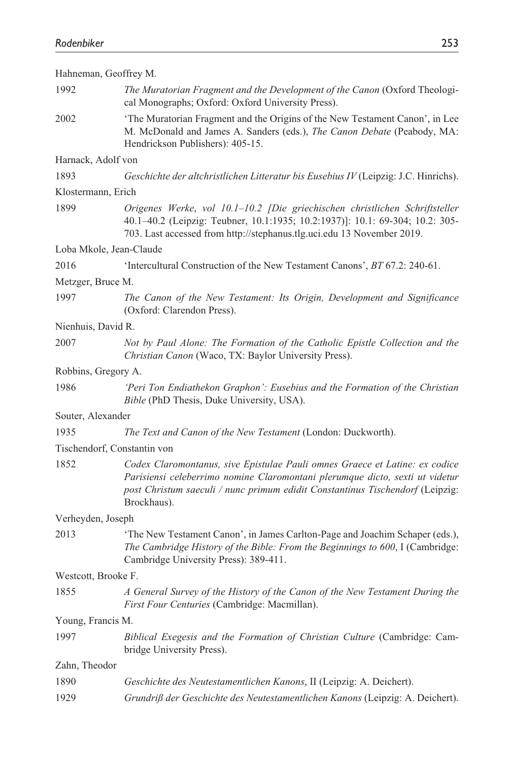Hahneman, Geoffrey M.

1992 *The Muratorian Fragment and the Development of the Canon* (Oxford Theological Monographs; Oxford: Oxford University Press).

2002 'The Muratorian Fragment and the Origins of the New Testament Canon', in Lee M. McDonald and James A. Sanders (eds.), *The Canon Debate* (Peabody, MA: Hendrickson Publishers): 405-15.

Harnack, Adolf von

1893 *Geschichte der altchristlichen Litteratur bis Eusebius IV* (Leipzig: J.C. Hinrichs).

Klostermann, Erich

1899 *Origenes Werke, vol 10.1–10.2 [Die griechischen christlichen Schriftsteller* 40.1–40.2 (Leipzig: Teubner, 10.1:1935; 10.2:1937)]: 10.1: 69-304; 10.2: 305-703. Last accessed from http://stephanus.tlg.uci.edu 13 November 2019.

Loba Mkole, Jean-Claude

2016 'Intercultural Construction of the New Testament Canons', *BT* 67.2: 240-61.

Metzger, Bruce M.

1997 *The Canon of the New Testament: Its Origin, Development and Significance* (Oxford: Clarendon Press).

Nienhuis, David R.

2007 *Not by Paul Alone: The Formation of the Catholic Epistle Collection and the Christian Canon* (Waco, TX: Baylor University Press).

Robbins, Gregory A.

1986 *'Peri Ton Endiathekon Graphon': Eusebius and the Formation of the Christian Bible* (PhD Thesis, Duke University, USA).

Souter, Alexander

1935 *The Text and Canon of the New Testament* (London: Duckworth).

Tischendorf, Constantin von

1852 *Codex Claromontanus, sive Epistulae Pauli omnes Graece et Latine: ex codice Parisiensi celeberrimo nomine Claromontani plerumque dicto, sexti ut videtur post Christum saeculi / nunc primum edidit Constantinus Tischendorf* (Leipzig: Brockhaus).

Verheyden, Joseph

2013 'The New Testament Canon', in James Carlton-Page and Joachim Schaper (eds.), *The Cambridge History of the Bible: From the Beginnings to 600*, I (Cambridge: Cambridge University Press): 389-411.

Westcott, Brooke F.

1855 *A General Survey of the History of the Canon of the New Testament During the First Four Centuries* (Cambridge: Macmillan).

Young, Francis M.

1997 *Biblical Exegesis and the Formation of Christian Culture* (Cambridge: Cambridge University Press).

Zahn, Theodor

1890 *Geschichte des Neutestamentlichen Kanons*, II (Leipzig: A. Deichert).

1929 *Grundriß der Geschichte des Neutestamentlichen Kanons* (Leipzig: A. Deichert).